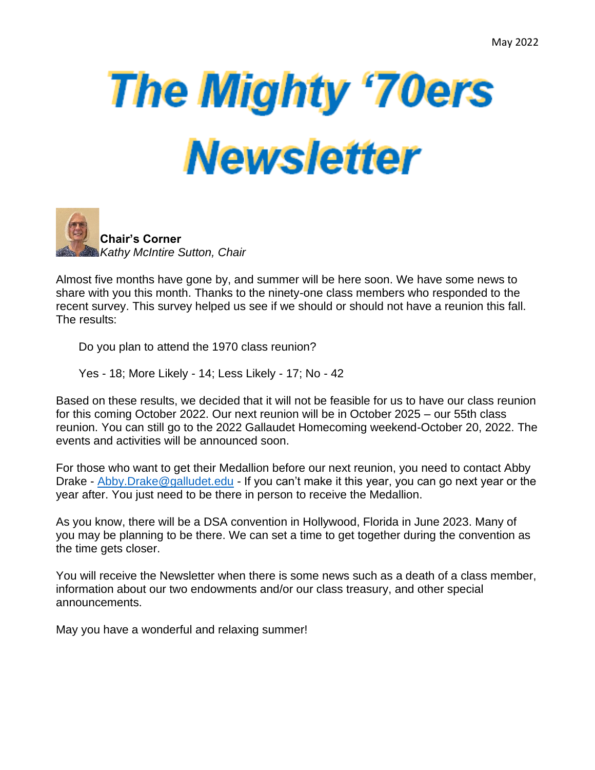May 2022

# The Mighty '70ers Newsletter

**Chair's Corner**
*Kathy McIntire Sutton, Chair*

Almost five months have gone by, and summer will be here soon. We have some news to share with you this month. Thanks to the ninety-one class members who responded to the recent survey. This survey helped us see if we should or should not have a reunion this fall. The results:

Do you plan to attend the 1970 class reunion?

Yes - 18; More Likely - 14; Less Likely - 17; No - 42

Based on these results, we decided that it will not be feasible for us to have our class reunion for this coming October 2022. Our next reunion will be in October 2025 – our 55th class reunion. You can still go to the 2022 Gallaudet Homecoming weekend-October 20, 2022. The events and activities will be announced soon.

For those who want to get their Medallion before our next reunion, you need to contact Abby Drake - Abby.Drake@galludet.edu - If you can't make it this year, you can go next year or the year after. You just need to be there in person to receive the Medallion.

As you know, there will be a DSA convention in Hollywood, Florida in June 2023. Many of you may be planning to be there. We can set a time to get together during the convention as the time gets closer.

You will receive the Newsletter when there is some news such as a death of a class member, information about our two endowments and/or our class treasury, and other special announcements.

May you have a wonderful and relaxing summer!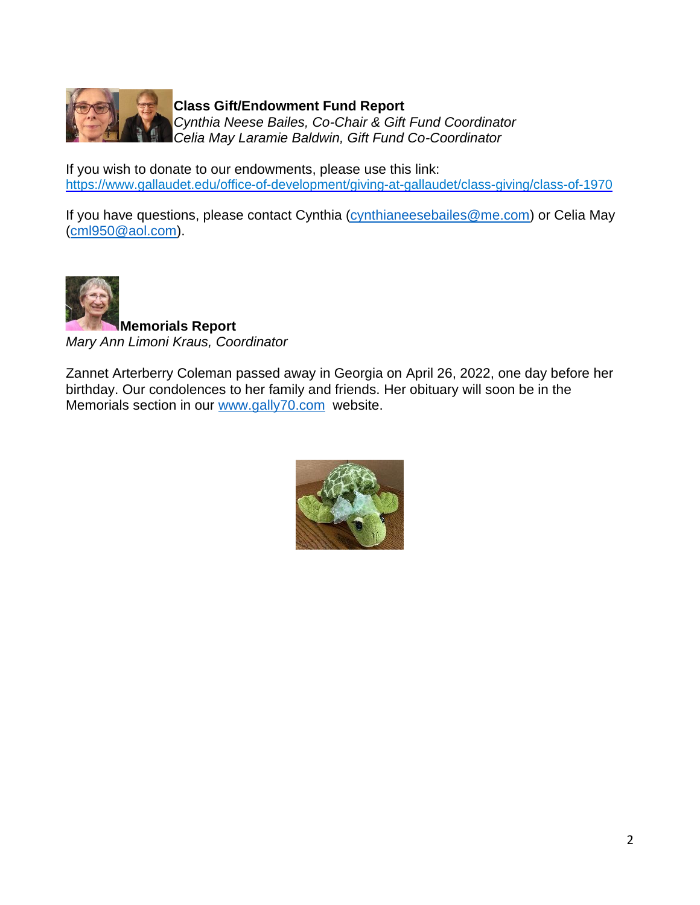**Class Gift/Endowment Fund Report**
*Cynthia Neese Bailes, Co-Chair & Gift Fund Coordinator*
*Celia May Laramie Baldwin, Gift Fund Co-Coordinator*

If you wish to donate to our endowments, please use this link:
https://www.gallaudet.edu/office-of-development/giving-at-gallaudet/class-giving/class-of-1970

If you have questions, please contact Cynthia (cynthianeesebailes@me.com) or Celia May (cml950@aol.com).

**Memorials Report**
*Mary Ann Limoni Kraus, Coordinator*

Zannet Arterberry Coleman passed away in Georgia on April 26, 2022, one day before her birthday. Our condolences to her family and friends. Her obituary will soon be in the Memorials section in our www.gally70.com website.